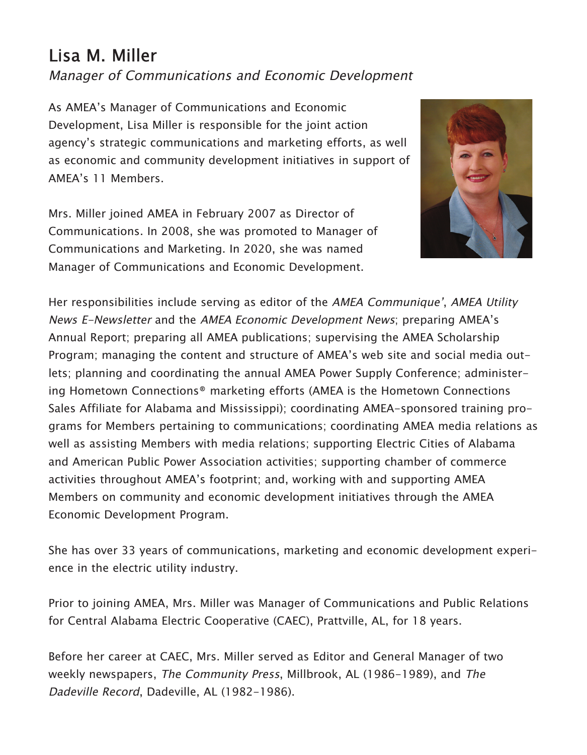# Lisa M. Miller

*Manager of Communications and Economic Development*

As AMEA's Manager of Communications and Economic Development, Lisa Miller is responsible for the joint action agency's strategic communications and marketing efforts, as well as economic and community development initiatives in support of AMEA's 11 Members.

Mrs. Miller joined AMEA in February 2007 as Director of Communications. In 2008, she was promoted to Manager of Communications and Marketing. In 2020, she was named Manager of Communications and Economic Development.

Her responsibilities include serving as editor of the *AMEA Communique'*, *AMEA Utility News E-Newsletter* and the *AMEA Economic Development News*; preparing AMEA's Annual Report; preparing all AMEA publications; supervising the AMEA Scholarship Program; managing the content and structure of AMEA's web site and social media outlets; planning and coordinating the annual AMEA Power Supply Conference; administering Hometown Connections® marketing efforts (AMEA is the Hometown Connections Sales Affiliate for Alabama and Mississippi); coordinating AMEA-sponsored training programs for Members pertaining to communications; coordinating AMEA media relations as well as assisting Members with media relations; supporting Electric Cities of Alabama and American Public Power Association activities; supporting chamber of commerce activities throughout AMEA's footprint; and, working with and supporting AMEA Members on community and economic development initiatives through the AMEA Economic Development Program.

She has over 33 years of communications, marketing and economic development experience in the electric utility industry.

Prior to joining AMEA, Mrs. Miller was Manager of Communications and Public Relations for Central Alabama Electric Cooperative (CAEC), Prattville, AL, for 18 years.

Before her career at CAEC, Mrs. Miller served as Editor and General Manager of two weekly newspapers, *The Community Press*, Millbrook, AL (1986-1989), and *The Dadeville Record*, Dadeville, AL (1982-1986).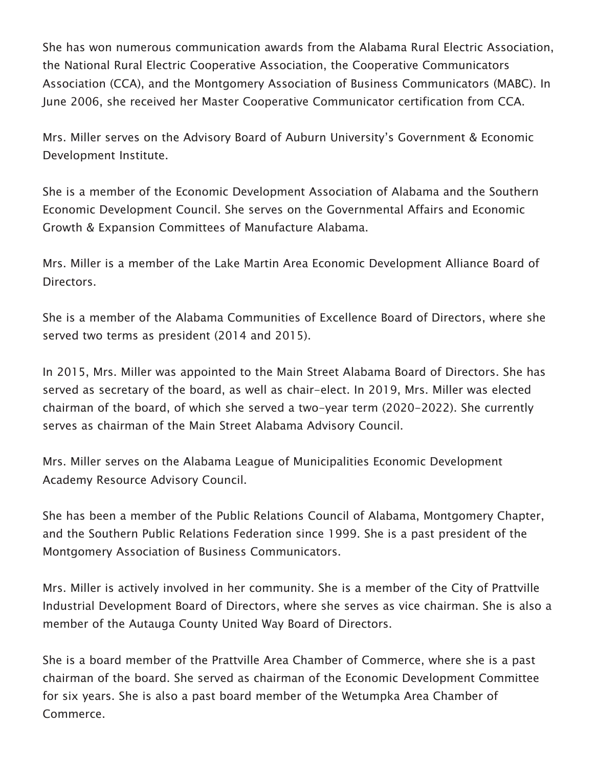She has won numerous communication awards from the Alabama Rural Electric Association, the National Rural Electric Cooperative Association, the Cooperative Communicators Association (CCA), and the Montgomery Association of Business Communicators (MABC). In June 2006, she received her Master Cooperative Communicator certification from CCA.

Mrs. Miller serves on the Advisory Board of Auburn University's Government & Economic Development Institute.

She is a member of the Economic Development Association of Alabama and the Southern Economic Development Council. She serves on the Governmental Affairs and Economic Growth & Expansion Committees of Manufacture Alabama.

Mrs. Miller is a member of the Lake Martin Area Economic Development Alliance Board of Directors.

She is a member of the Alabama Communities of Excellence Board of Directors, where she served two terms as president (2014 and 2015).

In 2015, Mrs. Miller was appointed to the Main Street Alabama Board of Directors. She has served as secretary of the board, as well as chair-elect. In 2019, Mrs. Miller was elected chairman of the board, of which she served a two-year term (2020-2022). She currently serves as chairman of the Main Street Alabama Advisory Council.

Mrs. Miller serves on the Alabama League of Municipalities Economic Development Academy Resource Advisory Council.

She has been a member of the Public Relations Council of Alabama, Montgomery Chapter, and the Southern Public Relations Federation since 1999. She is a past president of the Montgomery Association of Business Communicators.

Mrs. Miller is actively involved in her community. She is a member of the City of Prattville Industrial Development Board of Directors, where she serves as vice chairman. She is also a member of the Autauga County United Way Board of Directors.

She is a board member of the Prattville Area Chamber of Commerce, where she is a past chairman of the board. She served as chairman of the Economic Development Committee for six years. She is also a past board member of the Wetumpka Area Chamber of Commerce.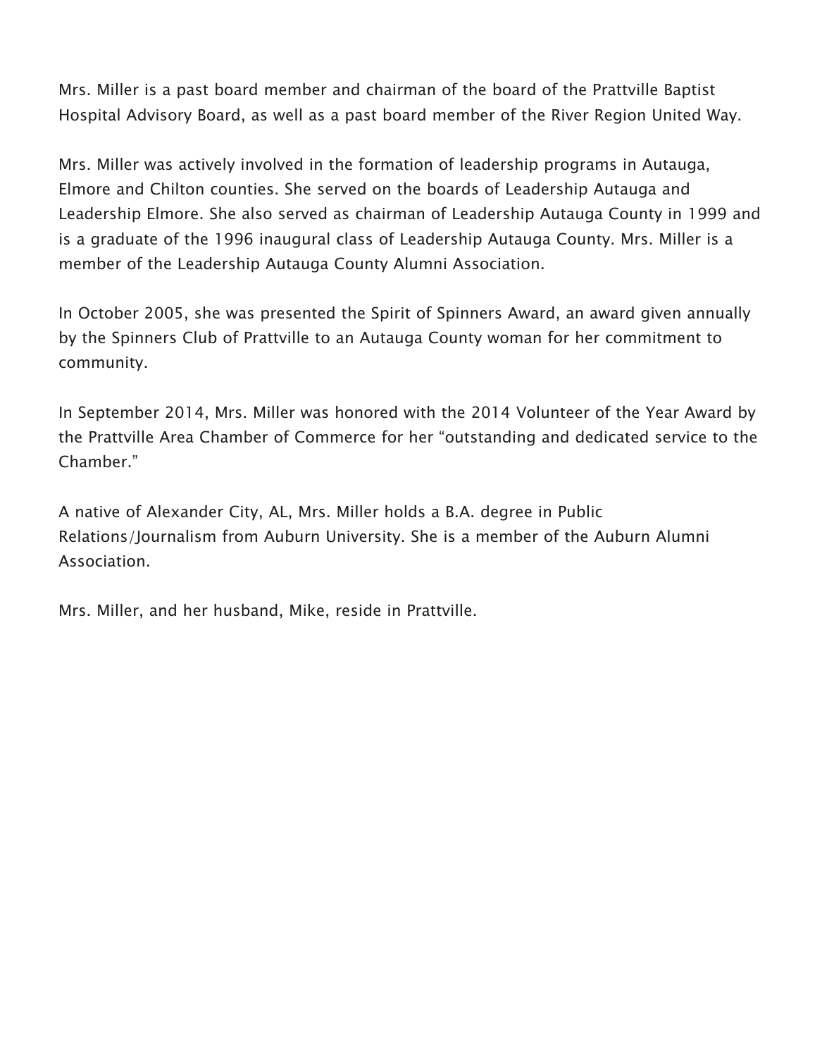Mrs. Miller is a past board member and chairman of the board of the Prattville Baptist Hospital Advisory Board, as well as a past board member of the River Region United Way.

Mrs. Miller was actively involved in the formation of leadership programs in Autauga, Elmore and Chilton counties. She served on the boards of Leadership Autauga and Leadership Elmore. She also served as chairman of Leadership Autauga County in 1999 and is a graduate of the 1996 inaugural class of Leadership Autauga County. Mrs. Miller is a member of the Leadership Autauga County Alumni Association.

In October 2005, she was presented the Spirit of Spinners Award, an award given annually by the Spinners Club of Prattville to an Autauga County woman for her commitment to community.

In September 2014, Mrs. Miller was honored with the 2014 Volunteer of the Year Award by the Prattville Area Chamber of Commerce for her "outstanding and dedicated service to the Chamber."

A native of Alexander City, AL, Mrs. Miller holds a B.A. degree in Public Relations/Journalism from Auburn University. She is a member of the Auburn Alumni Association.

Mrs. Miller, and her husband, Mike, reside in Prattville.